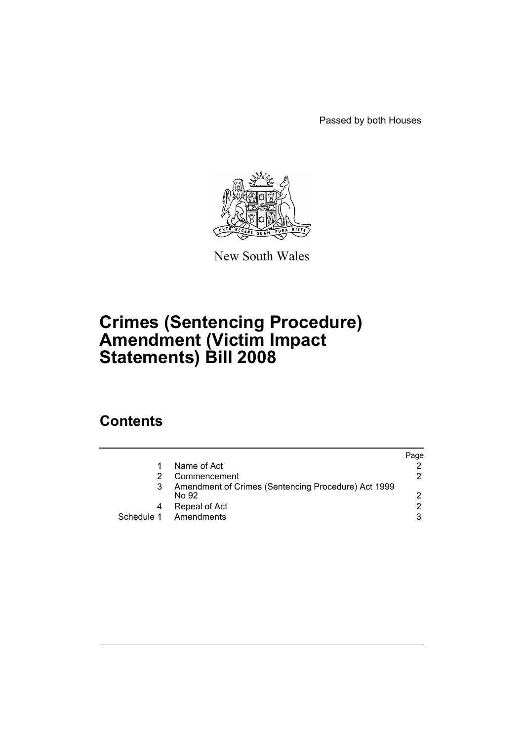Passed by both Houses

New South Wales

# Crimes (Sentencing Procedure) Amendment (Victim Impact Statements) Bill 2008

## Contents

| | | Page |
|---|---|---|
| 1 | Name of Act | 2 |
| 2 | Commencement | 2 |
| 3 | Amendment of Crimes (Sentencing Procedure) Act 1999 No 92 | 2 |
| 4 | Repeal of Act | 2 |
| Schedule 1 | Amendments | 3 |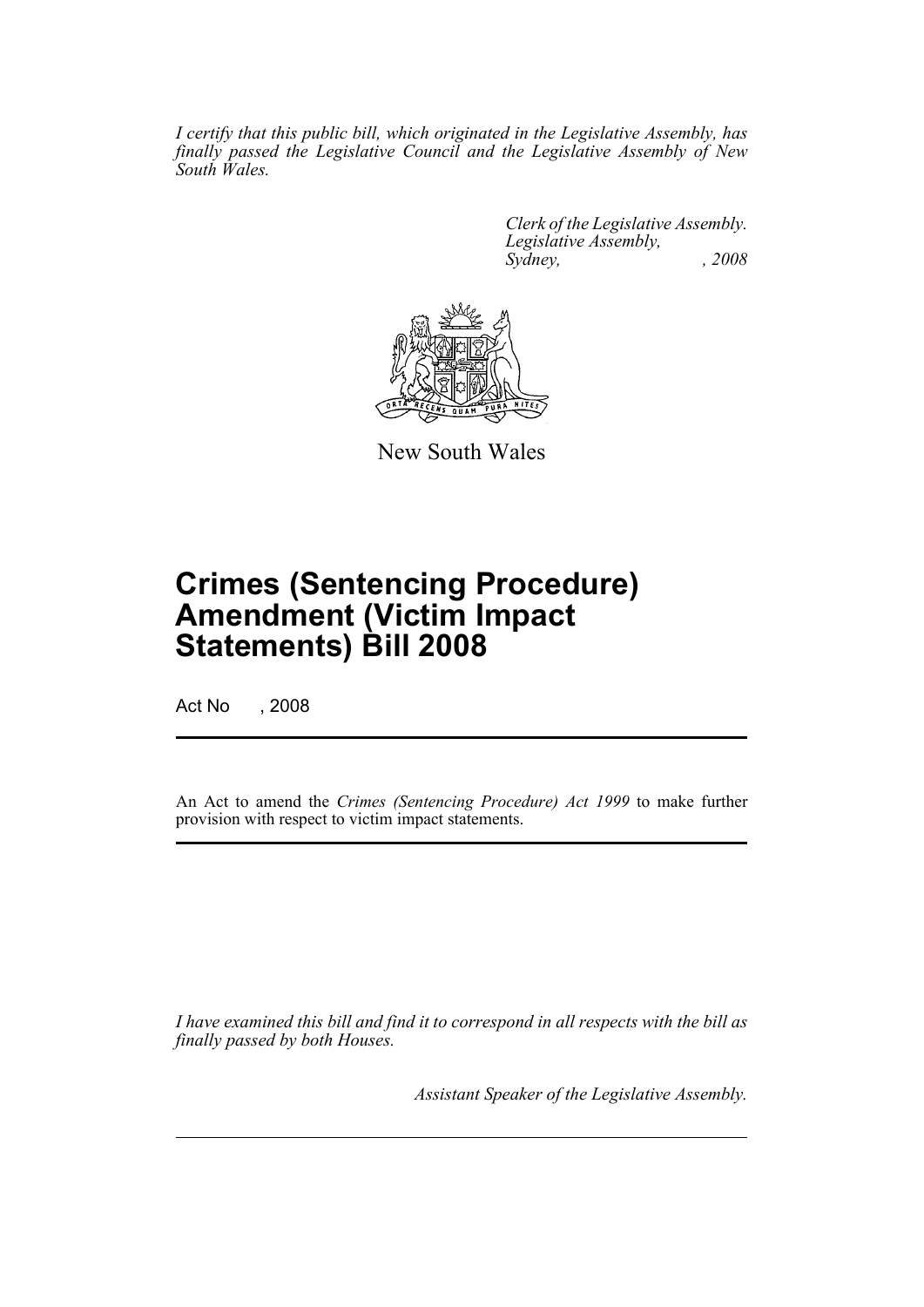*I certify that this public bill, which originated in the Legislative Assembly, has finally passed the Legislative Council and the Legislative Assembly of New South Wales.*

*Clerk of the Legislative Assembly.*
*Legislative Assembly,*
*Sydney, , 2008*

New South Wales

# Crimes (Sentencing Procedure) Amendment (Victim Impact Statements) Bill 2008

Act No , 2008

An Act to amend the *Crimes (Sentencing Procedure) Act 1999* to make further provision with respect to victim impact statements.

*I have examined this bill and find it to correspond in all respects with the bill as finally passed by both Houses.*

*Assistant Speaker of the Legislative Assembly.*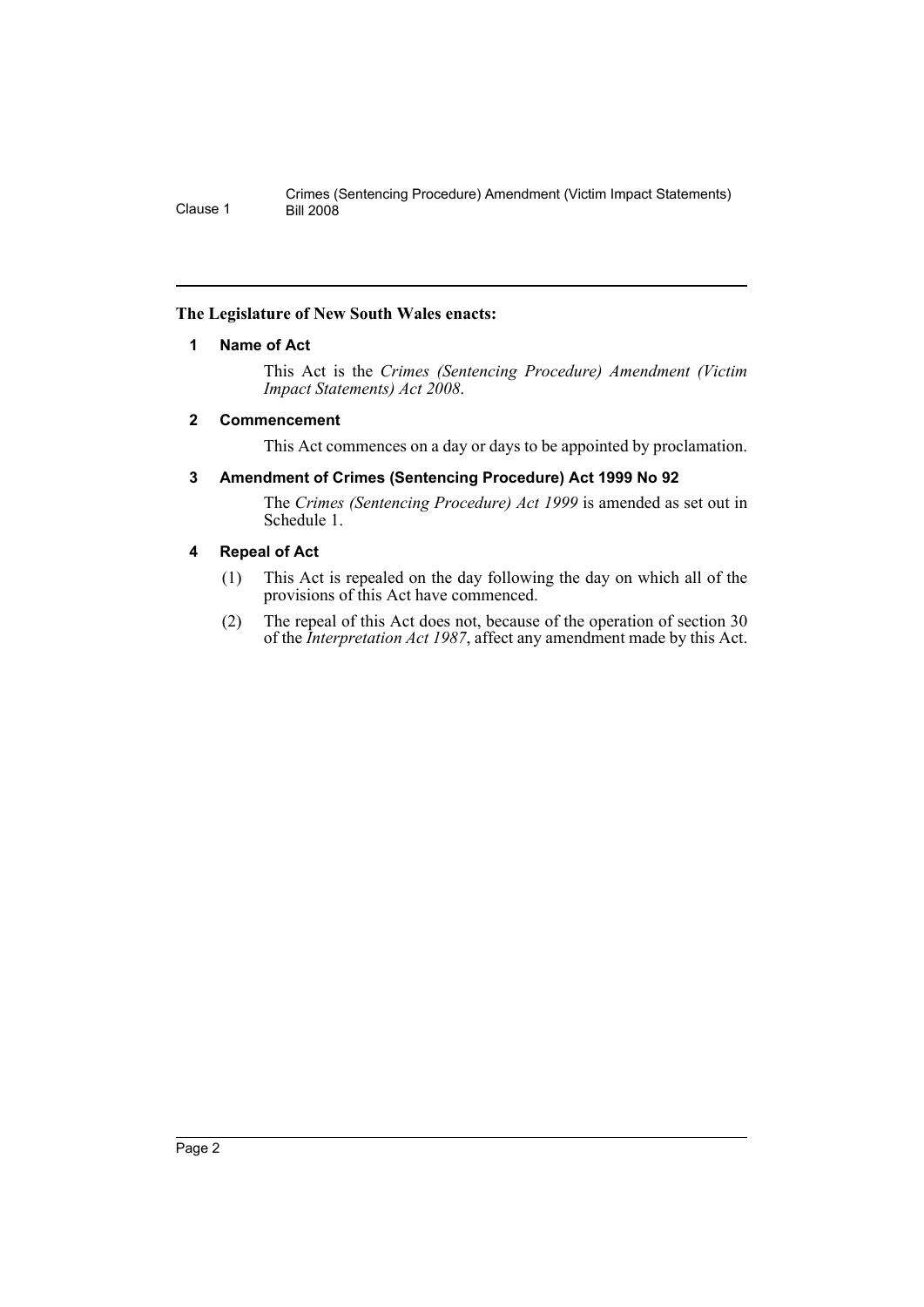**The Legislature of New South Wales enacts:**

## 1 Name of Act

This Act is the *Crimes (Sentencing Procedure) Amendment (Victim Impact Statements) Act 2008*.

## 2 Commencement

This Act commences on a day or days to be appointed by proclamation.

## 3 Amendment of Crimes (Sentencing Procedure) Act 1999 No 92

The *Crimes (Sentencing Procedure) Act 1999* is amended as set out in Schedule 1.

## 4 Repeal of Act

(1) This Act is repealed on the day following the day on which all of the provisions of this Act have commenced.

(2) The repeal of this Act does not, because of the operation of section 30 of the *Interpretation Act 1987*, affect any amendment made by this Act.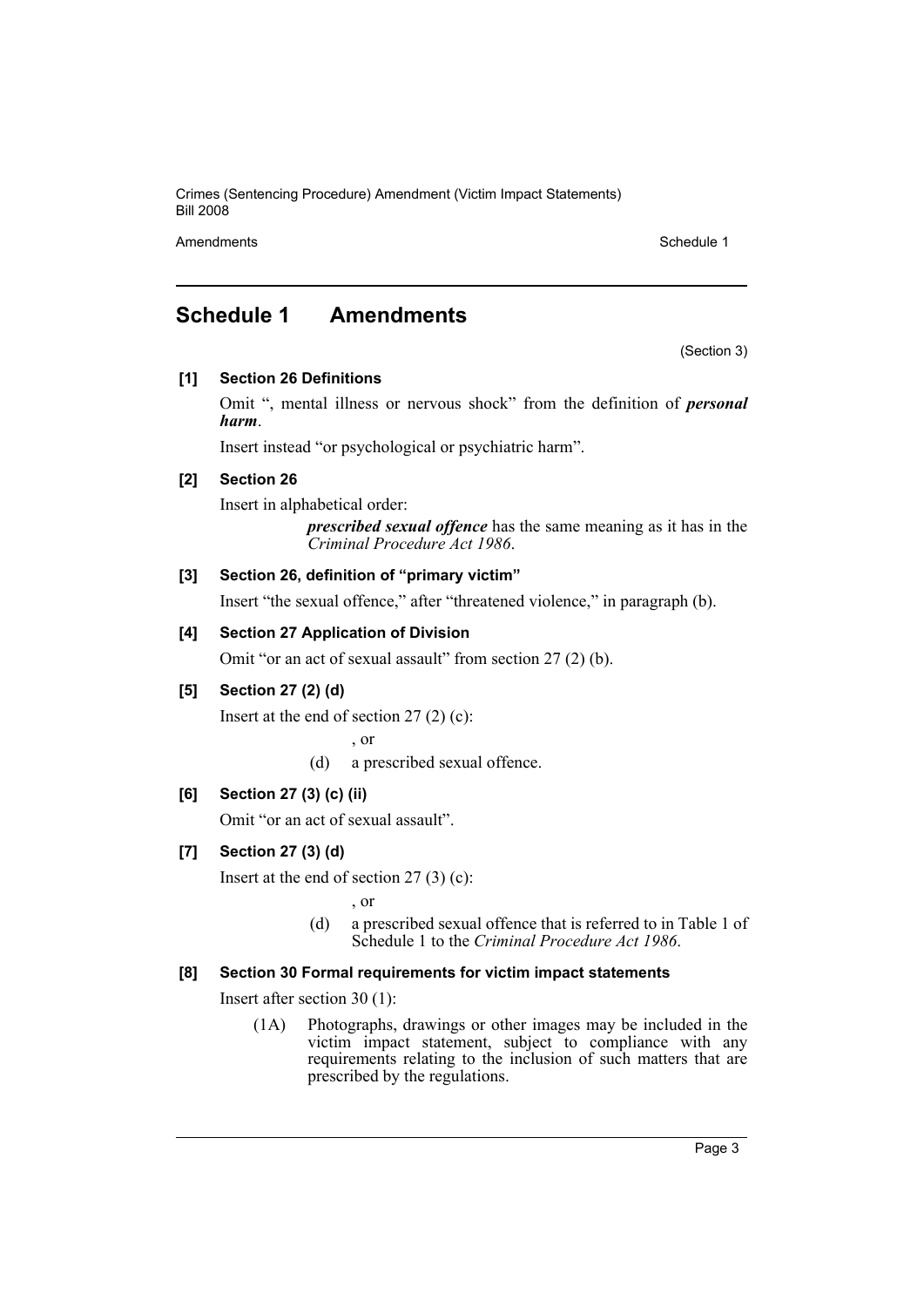# Schedule 1 Amendments

(Section 3)

**[1] Section 26 Definitions**

Omit ", mental illness or nervous shock" from the definition of ***personal harm***.

Insert instead "or psychological or psychiatric harm".

**[2] Section 26**

Insert in alphabetical order:

> ***prescribed sexual offence*** has the same meaning as it has in the *Criminal Procedure Act 1986*.

**[3] Section 26, definition of "primary victim"**

Insert "the sexual offence," after "threatened violence," in paragraph (b).

**[4] Section 27 Application of Division**

Omit "or an act of sexual assault" from section 27 (2) (b).

**[5] Section 27 (2) (d)**

Insert at the end of section 27 (2) (c):

> , or
>
> (d) a prescribed sexual offence.

**[6] Section 27 (3) (c) (ii)**

Omit "or an act of sexual assault".

**[7] Section 27 (3) (d)**

Insert at the end of section 27 (3) (c):

> , or
>
> (d) a prescribed sexual offence that is referred to in Table 1 of Schedule 1 to the *Criminal Procedure Act 1986*.

**[8] Section 30 Formal requirements for victim impact statements**

Insert after section 30 (1):

> (1A) Photographs, drawings or other images may be included in the victim impact statement, subject to compliance with any requirements relating to the inclusion of such matters that are prescribed by the regulations.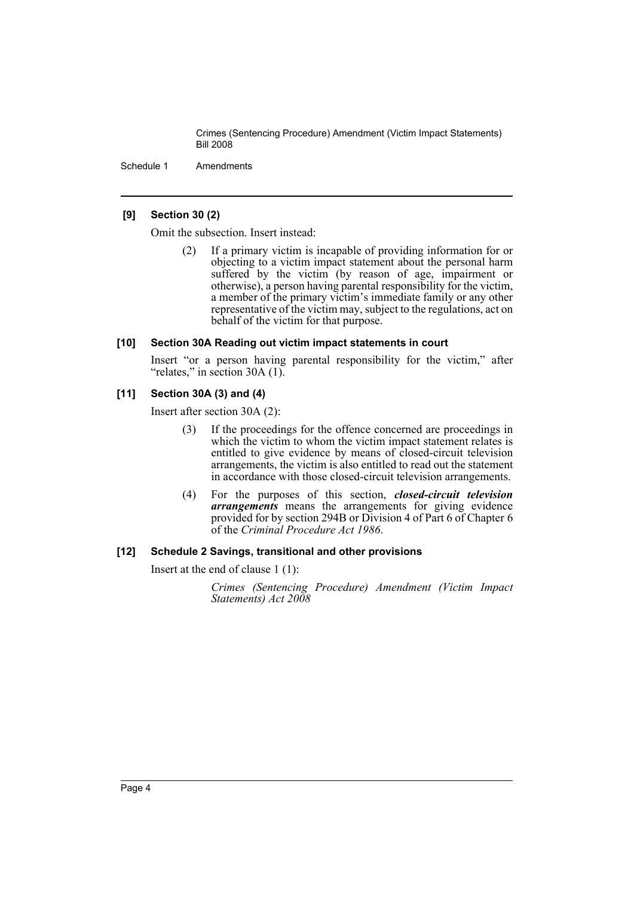#### [9] Section 30 (2)

Omit the subsection. Insert instead:

> (2) If a primary victim is incapable of providing information for or objecting to a victim impact statement about the personal harm suffered by the victim (by reason of age, impairment or otherwise), a person having parental responsibility for the victim, a member of the primary victim's immediate family or any other representative of the victim may, subject to the regulations, act on behalf of the victim for that purpose.

#### [10] Section 30A Reading out victim impact statements in court

Insert "or a person having parental responsibility for the victim," after "relates," in section 30A (1).

#### [11] Section 30A (3) and (4)

Insert after section 30A (2):

> (3) If the proceedings for the offence concerned are proceedings in which the victim to whom the victim impact statement relates is entitled to give evidence by means of closed-circuit television arrangements, the victim is also entitled to read out the statement in accordance with those closed-circuit television arrangements.
>
> (4) For the purposes of this section, ***closed-circuit television arrangements*** means the arrangements for giving evidence provided for by section 294B or Division 4 of Part 6 of Chapter 6 of the *Criminal Procedure Act 1986*.

#### [12] Schedule 2 Savings, transitional and other provisions

Insert at the end of clause 1 (1):

> *Crimes (Sentencing Procedure) Amendment (Victim Impact Statements) Act 2008*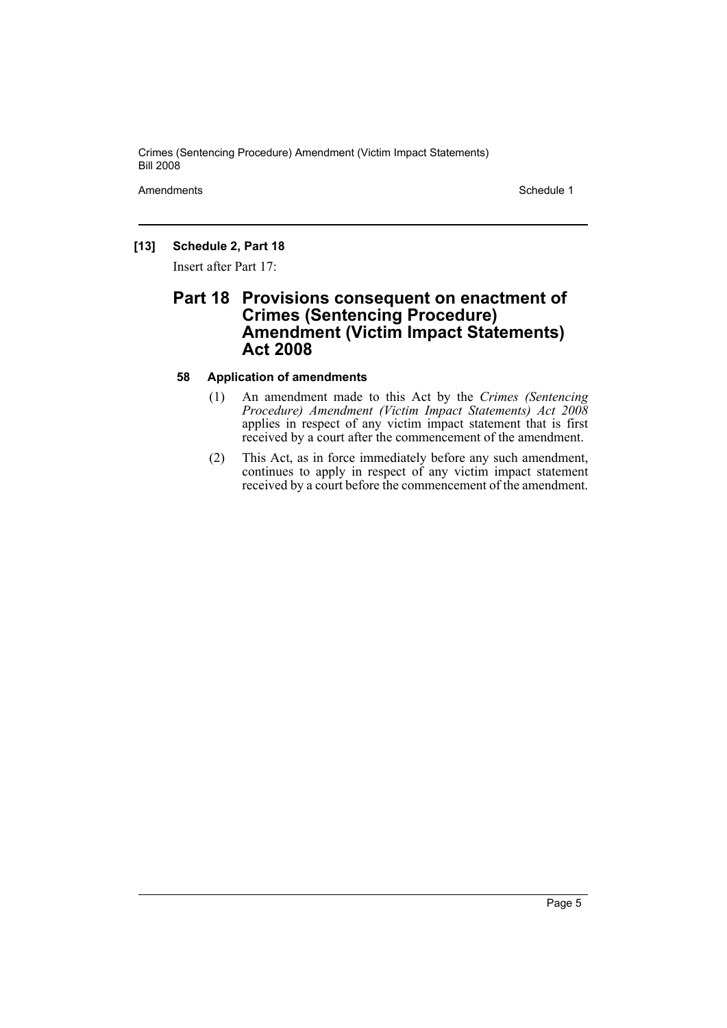**[13] Schedule 2, Part 18**

Insert after Part 17:

## Part 18 Provisions consequent on enactment of Crimes (Sentencing Procedure) Amendment (Victim Impact Statements) Act 2008

### 58 Application of amendments

(1) An amendment made to this Act by the *Crimes (Sentencing Procedure) Amendment (Victim Impact Statements) Act 2008* applies in respect of any victim impact statement that is first received by a court after the commencement of the amendment.

(2) This Act, as in force immediately before any such amendment, continues to apply in respect of any victim impact statement received by a court before the commencement of the amendment.